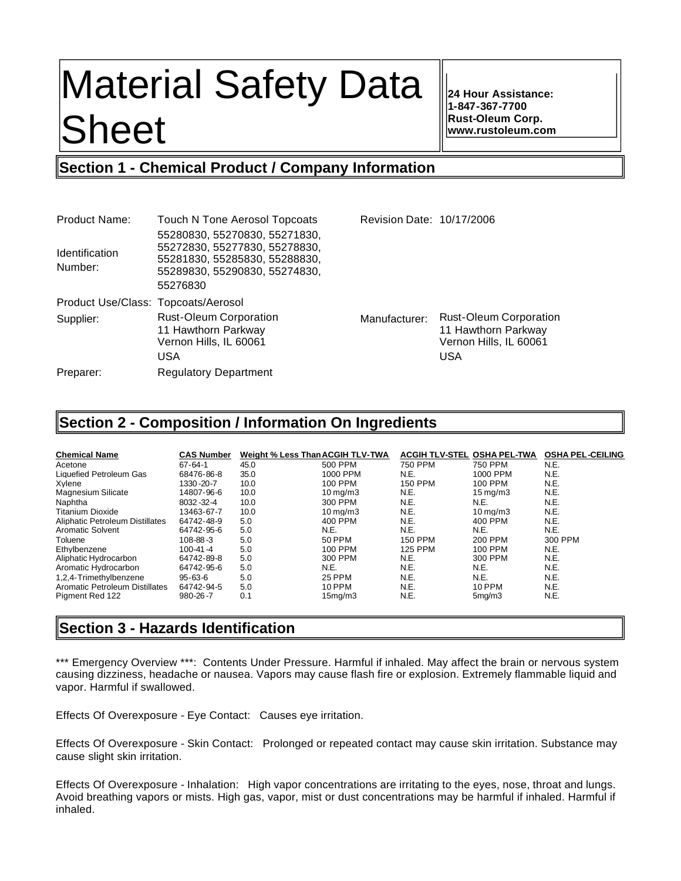# Material Safety Data Sheet

**24 Hour Assistance:**
**1-847-367-7700**
**Rust-Oleum Corp.**
**www.rustoleum.com**

## Section 1 - Chemical Product / Company Information

| | | | |
|---|---|---|---|
| Product Name: | Touch N Tone Aerosol Topcoats | Revision Date: | 10/17/2006 |
| Identification Number: | 55280830, 55270830, 55271830, 55272830, 55277830, 55278830, 55281830, 55285830, 55288830, 55289830, 55290830, 55274830, 55276830 | | |
| Product Use/Class: | Topcoats/Aerosol | | |
| Supplier: | Rust-Oleum Corporation<br>11 Hawthorn Parkway<br>Vernon Hills, IL 60061<br>USA | Manufacturer: | Rust-Oleum Corporation<br>11 Hawthorn Parkway<br>Vernon Hills, IL 60061<br>USA |
| Preparer: | Regulatory Department | | |

## Section 2 - Composition / Information On Ingredients

| Chemical Name | CAS Number | Weight % Less Than | ACGIH TLV-TWA | ACGIH TLV-STEL | OSHA PEL-TWA | OSHA PEL-CEILING |
|---|---|---|---|---|---|---|
| Acetone | 67-64-1 | 45.0 | 500 PPM | 750 PPM | 750 PPM | N.E. |
| Liquefied Petroleum Gas | 68476-86-8 | 35.0 | 1000 PPM | N.E. | 1000 PPM | N.E. |
| Xylene | 1330-20-7 | 10.0 | 100 PPM | 150 PPM | 100 PPM | N.E. |
| Magnesium Silicate | 14807-96-6 | 10.0 | 10 mg/m3 | N.E. | 15 mg/m3 | N.E. |
| Naphtha | 8032-32-4 | 10.0 | 300 PPM | N.E. | N.E. | N.E. |
| Titanium Dioxide | 13463-67-7 | 10.0 | 10 mg/m3 | N.E. | 10 mg/m3 | N.E. |
| Aliphatic Petroleum Distillates | 64742-48-9 | 5.0 | 400 PPM | N.E. | 400 PPM | N.E. |
| Aromatic Solvent | 64742-95-6 | 5.0 | N.E. | N.E. | N.E. | N.E. |
| Toluene | 108-88-3 | 5.0 | 50 PPM | 150 PPM | 200 PPM | 300 PPM |
| Ethylbenzene | 100-41-4 | 5.0 | 100 PPM | 125 PPM | 100 PPM | N.E. |
| Aliphatic Hydrocarbon | 64742-89-8 | 5.0 | 300 PPM | N.E. | 300 PPM | N.E. |
| Aromatic Hydrocarbon | 64742-95-6 | 5.0 | N.E. | N.E. | N.E. | N.E. |
| 1,2,4-Trimethylbenzene | 95-63-6 | 5.0 | 25 PPM | N.E. | N.E. | N.E. |
| Aromatic Petroleum Distillates | 64742-94-5 | 5.0 | 10 PPM | N.E. | 10 PPM | N.E. |
| Pigment Red 122 | 980-26-7 | 0.1 | 15mg/m3 | N.E. | 5mg/m3 | N.E. |

## Section 3 - Hazards Identification

*** Emergency Overview ***: Contents Under Pressure. Harmful if inhaled. May affect the brain or nervous system causing dizziness, headache or nausea. Vapors may cause flash fire or explosion. Extremely flammable liquid and vapor. Harmful if swallowed.

Effects Of Overexposure - Eye Contact: Causes eye irritation.

Effects Of Overexposure - Skin Contact: Prolonged or repeated contact may cause skin irritation. Substance may cause slight skin irritation.

Effects Of Overexposure - Inhalation: High vapor concentrations are irritating to the eyes, nose, throat and lungs. Avoid breathing vapors or mists. High gas, vapor, mist or dust concentrations may be harmful if inhaled. Harmful if inhaled.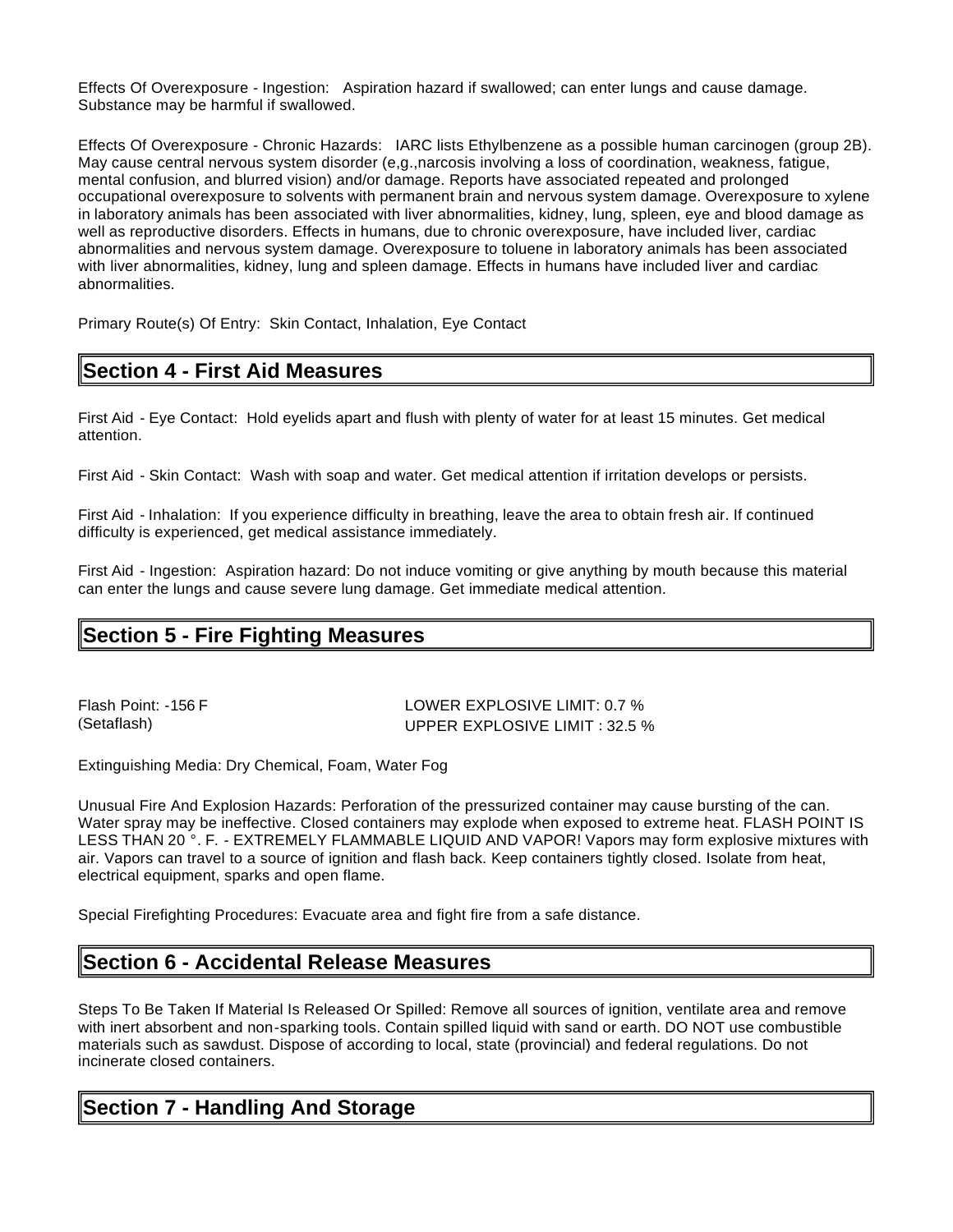Effects Of Overexposure - Ingestion: Aspiration hazard if swallowed; can enter lungs and cause damage. Substance may be harmful if swallowed.

Effects Of Overexposure - Chronic Hazards: IARC lists Ethylbenzene as a possible human carcinogen (group 2B). May cause central nervous system disorder (e,g.,narcosis involving a loss of coordination, weakness, fatigue, mental confusion, and blurred vision) and/or damage. Reports have associated repeated and prolonged occupational overexposure to solvents with permanent brain and nervous system damage. Overexposure to xylene in laboratory animals has been associated with liver abnormalities, kidney, lung, spleen, eye and blood damage as well as reproductive disorders. Effects in humans, due to chronic overexposure, have included liver, cardiac abnormalities and nervous system damage. Overexposure to toluene in laboratory animals has been associated with liver abnormalities, kidney, lung and spleen damage. Effects in humans have included liver and cardiac abnormalities.

Primary Route(s) Of Entry: Skin Contact, Inhalation, Eye Contact

## Section 4 - First Aid Measures

First Aid - Eye Contact: Hold eyelids apart and flush with plenty of water for at least 15 minutes. Get medical attention.

First Aid - Skin Contact: Wash with soap and water. Get medical attention if irritation develops or persists.

First Aid - Inhalation: If you experience difficulty in breathing, leave the area to obtain fresh air. If continued difficulty is experienced, get medical assistance immediately.

First Aid - Ingestion: Aspiration hazard: Do not induce vomiting or give anything by mouth because this material can enter the lungs and cause severe lung damage. Get immediate medical attention.

## Section 5 - Fire Fighting Measures

Flash Point: -156 F (Setaflash)

LOWER EXPLOSIVE LIMIT: 0.7 %
UPPER EXPLOSIVE LIMIT : 32.5 %

Extinguishing Media: Dry Chemical, Foam, Water Fog

Unusual Fire And Explosion Hazards: Perforation of the pressurized container may cause bursting of the can. Water spray may be ineffective. Closed containers may explode when exposed to extreme heat. FLASH POINT IS LESS THAN 20 °. F. - EXTREMELY FLAMMABLE LIQUID AND VAPOR! Vapors may form explosive mixtures with air. Vapors can travel to a source of ignition and flash back. Keep containers tightly closed. Isolate from heat, electrical equipment, sparks and open flame.

Special Firefighting Procedures: Evacuate area and fight fire from a safe distance.

## Section 6 - Accidental Release Measures

Steps To Be Taken If Material Is Released Or Spilled: Remove all sources of ignition, ventilate area and remove with inert absorbent and non-sparking tools. Contain spilled liquid with sand or earth. DO NOT use combustible materials such as sawdust. Dispose of according to local, state (provincial) and federal regulations. Do not incinerate closed containers.

## Section 7 - Handling And Storage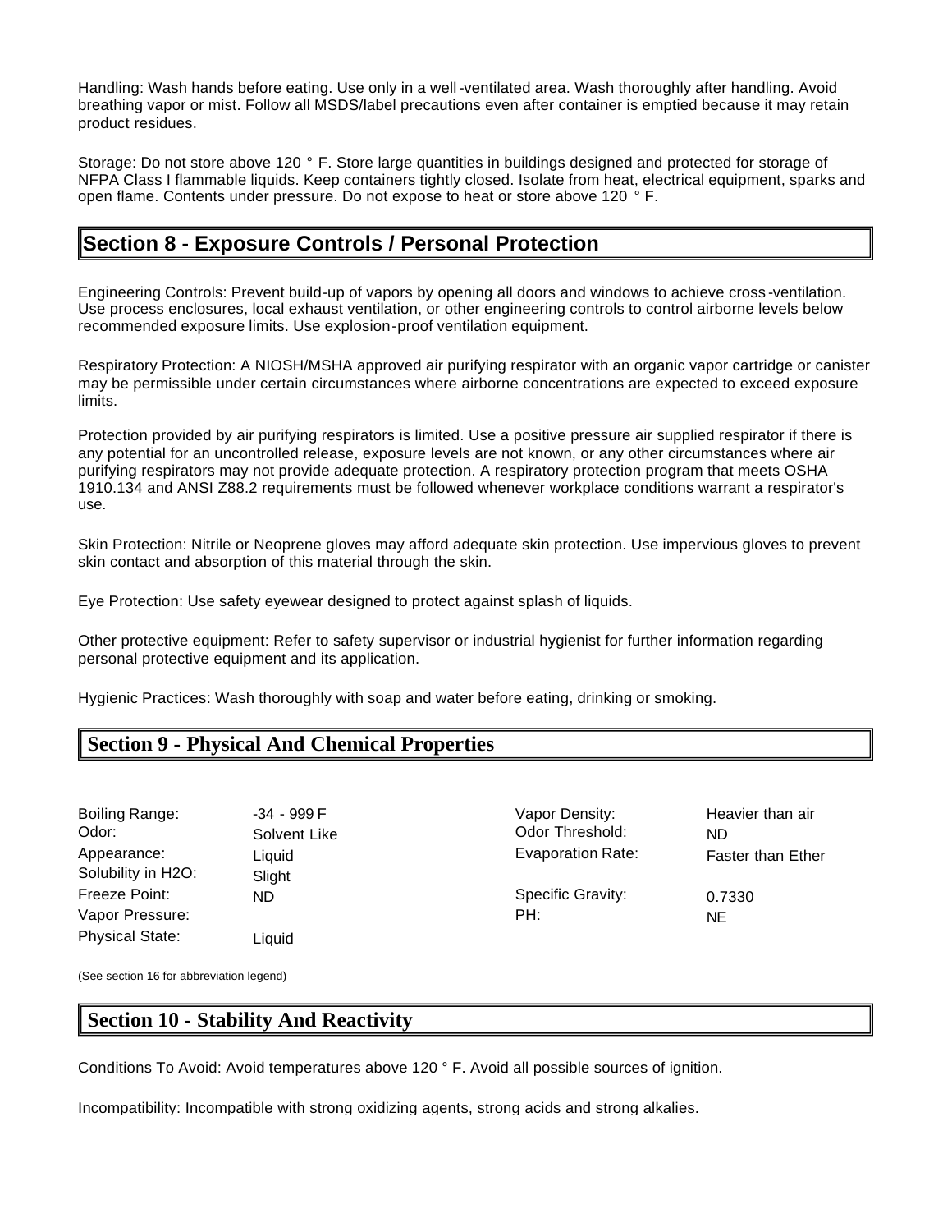Handling: Wash hands before eating. Use only in a well-ventilated area. Wash thoroughly after handling. Avoid breathing vapor or mist. Follow all MSDS/label precautions even after container is emptied because it may retain product residues.

Storage: Do not store above 120 ° F. Store large quantities in buildings designed and protected for storage of NFPA Class I flammable liquids. Keep containers tightly closed. Isolate from heat, electrical equipment, sparks and open flame. Contents under pressure. Do not expose to heat or store above 120 ° F.

## Section 8 - Exposure Controls / Personal Protection

Engineering Controls: Prevent build-up of vapors by opening all doors and windows to achieve cross-ventilation. Use process enclosures, local exhaust ventilation, or other engineering controls to control airborne levels below recommended exposure limits. Use explosion-proof ventilation equipment.

Respiratory Protection: A NIOSH/MSHA approved air purifying respirator with an organic vapor cartridge or canister may be permissible under certain circumstances where airborne concentrations are expected to exceed exposure limits.

Protection provided by air purifying respirators is limited. Use a positive pressure air supplied respirator if there is any potential for an uncontrolled release, exposure levels are not known, or any other circumstances where air purifying respirators may not provide adequate protection. A respiratory protection program that meets OSHA 1910.134 and ANSI Z88.2 requirements must be followed whenever workplace conditions warrant a respirator's use.

Skin Protection: Nitrile or Neoprene gloves may afford adequate skin protection. Use impervious gloves to prevent skin contact and absorption of this material through the skin.

Eye Protection: Use safety eyewear designed to protect against splash of liquids.

Other protective equipment: Refer to safety supervisor or industrial hygienist for further information regarding personal protective equipment and its application.

Hygienic Practices: Wash thoroughly with soap and water before eating, drinking or smoking.

## Section 9 - Physical And Chemical Properties

| | | | |
|---|---|---|---|
| Boiling Range: | -34 - 999 F | Vapor Density: | Heavier than air |
| Odor: | Solvent Like | Odor Threshold: | ND |
| Appearance: | Liquid | Evaporation Rate: | Faster than Ether |
| Solubility in H2O: | Slight | | |
| Freeze Point: | ND | Specific Gravity: | 0.7330 |
| Vapor Pressure: | | PH: | NE |
| Physical State: | Liquid | | |

(See section 16 for abbreviation legend)

## Section 10 - Stability And Reactivity

Conditions To Avoid: Avoid temperatures above 120 ° F. Avoid all possible sources of ignition.

Incompatibility: Incompatible with strong oxidizing agents, strong acids and strong alkalies.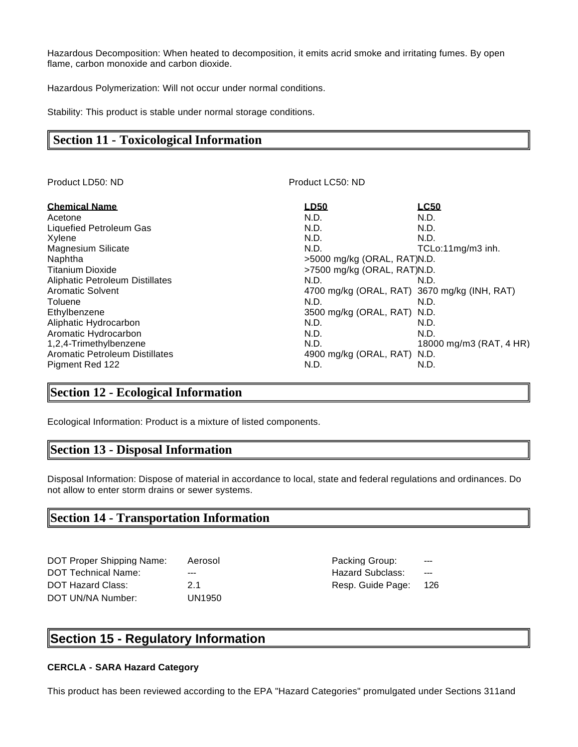Hazardous Decomposition: When heated to decomposition, it emits acrid smoke and irritating fumes. By open flame, carbon monoxide and carbon dioxide.

Hazardous Polymerization: Will not occur under normal conditions.

Stability: This product is stable under normal storage conditions.

## Section 11 - Toxicological Information

Product LD50: ND

Product LC50: ND

| Chemical Name | LD50 | LC50 |
|---|---|---|
| Acetone | N.D. | N.D. |
| Liquefied Petroleum Gas | N.D. | N.D. |
| Xylene | N.D. | N.D. |
| Magnesium Silicate | N.D. | TCLo:11mg/m3 inh. |
| Naphtha | >5000 mg/kg (ORAL, RAT) | N.D. |
| Titanium Dioxide | >7500 mg/kg (ORAL, RAT) | N.D. |
| Aliphatic Petroleum Distillates | N.D. | N.D. |
| Aromatic Solvent | 4700 mg/kg (ORAL, RAT) | 3670 mg/kg (INH, RAT) |
| Toluene | N.D. | N.D. |
| Ethylbenzene | 3500 mg/kg (ORAL, RAT) | N.D. |
| Aliphatic Hydrocarbon | N.D. | N.D. |
| Aromatic Hydrocarbon | N.D. | N.D. |
| 1,2,4-Trimethylbenzene | N.D. | 18000 mg/m3 (RAT, 4 HR) |
| Aromatic Petroleum Distillates | 4900 mg/kg (ORAL, RAT) | N.D. |
| Pigment Red 122 | N.D. | N.D. |

## Section 12 - Ecological Information

Ecological Information: Product is a mixture of listed components.

## Section 13 - Disposal Information

Disposal Information: Dispose of material in accordance to local, state and federal regulations and ordinances. Do not allow to enter storm drains or sewer systems.

## Section 14 - Transportation Information

| | | | |
|---|---|---|---|
| DOT Proper Shipping Name: | Aerosol | Packing Group: | --- |
| DOT Technical Name: | --- | Hazard Subclass: | --- |
| DOT Hazard Class: | 2.1 | Resp. Guide Page: | 126 |
| DOT UN/NA Number: | UN1950 | | |

## Section 15 - Regulatory Information

**CERCLA - SARA Hazard Category**

This product has been reviewed according to the EPA "Hazard Categories" promulgated under Sections 311and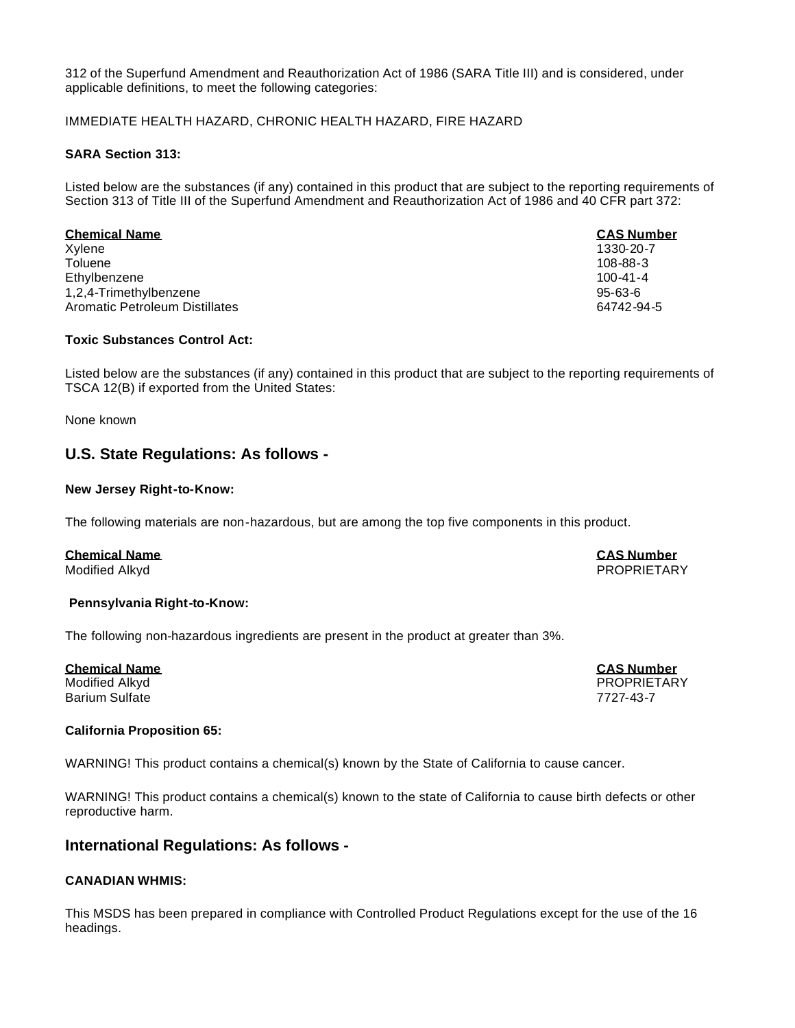312 of the Superfund Amendment and Reauthorization Act of 1986 (SARA Title III) and is considered, under applicable definitions, to meet the following categories:

IMMEDIATE HEALTH HAZARD, CHRONIC HEALTH HAZARD, FIRE HAZARD

**SARA Section 313:**

Listed below are the substances (if any) contained in this product that are subject to the reporting requirements of Section 313 of Title III of the Superfund Amendment and Reauthorization Act of 1986 and 40 CFR part 372:

| Chemical Name | CAS Number |
|---|---|
| Xylene | 1330-20-7 |
| Toluene | 108-88-3 |
| Ethylbenzene | 100-41-4 |
| 1,2,4-Trimethylbenzene | 95-63-6 |
| Aromatic Petroleum Distillates | 64742-94-5 |

**Toxic Substances Control Act:**

Listed below are the substances (if any) contained in this product that are subject to the reporting requirements of TSCA 12(B) if exported from the United States:

None known

## U.S. State Regulations: As follows -

**New Jersey Right-to-Know:**

The following materials are non-hazardous, but are among the top five components in this product.

| Chemical Name | CAS Number |
|---|---|
| Modified Alkyd | PROPRIETARY |

**Pennsylvania Right-to-Know:**

The following non-hazardous ingredients are present in the product at greater than 3%.

| Chemical Name | CAS Number |
|---|---|
| Modified Alkyd | PROPRIETARY |
| Barium Sulfate | 7727-43-7 |

**California Proposition 65:**

WARNING! This product contains a chemical(s) known by the State of California to cause cancer.

WARNING! This product contains a chemical(s) known to the state of California to cause birth defects or other reproductive harm.

## International Regulations: As follows -

**CANADIAN WHMIS:**

This MSDS has been prepared in compliance with Controlled Product Regulations except for the use of the 16 headings.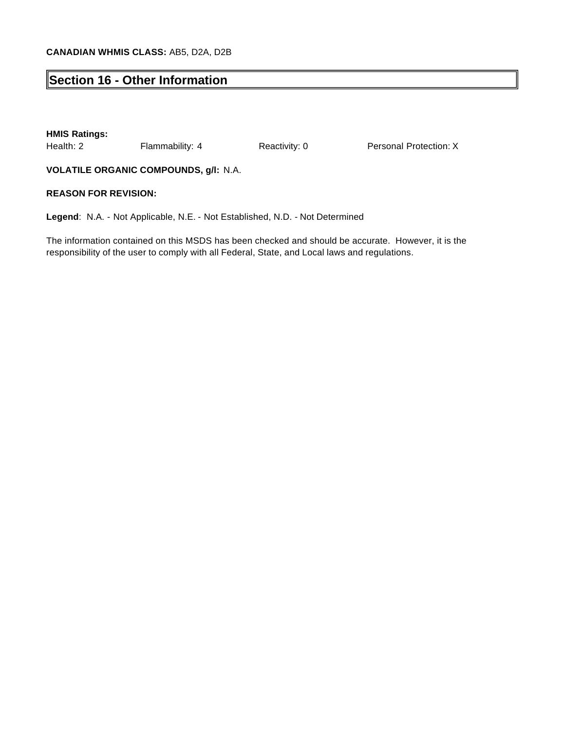**CANADIAN WHMIS CLASS:** AB5, D2A, D2B

## Section 16 - Other Information

**HMIS Ratings:**

Health: 2 Flammability: 4 Reactivity: 0 Personal Protection: X

**VOLATILE ORGANIC COMPOUNDS, g/l:** N.A.

**REASON FOR REVISION:**

**Legend**: N.A. - Not Applicable, N.E. - Not Established, N.D. - Not Determined

The information contained on this MSDS has been checked and should be accurate. However, it is the responsibility of the user to comply with all Federal, State, and Local laws and regulations.